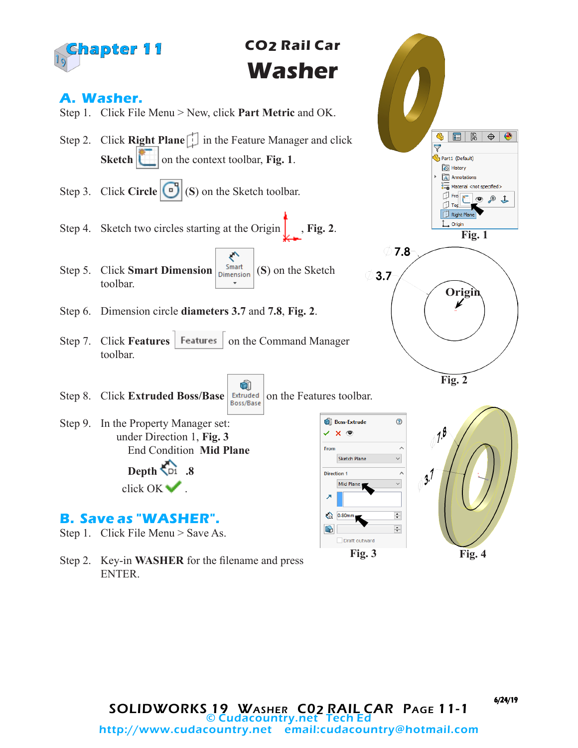# Chapter 11

## CO2 Rail Car
# Washer

## A. Washer.

Step 1. Click File Menu > New, click **Part Metric** and OK.

Step 2. Click **Right Plane** in the Feature Manager and click **Sketch** on the context toolbar, **Fig. 1**.

Step 3. Click **Circle** (**S**) on the Sketch toolbar.

Step 4. Sketch two circles starting at the Origin, **Fig. 2**.

Step 5. Click **Smart Dimension** (**S**) on the Sketch toolbar.

Step 6. Dimension circle **diameters 3.7** and **7.8**, **Fig. 2**.

Step 7. Click **Features** on the Command Manager toolbar.

Step 8. Click **Extruded Boss/Base** on the Features toolbar.

Step 9. In the Property Manager set:
 under Direction 1, **Fig. 3**
  End Condition **Mid Plane**
  **Depth** **.8**
 click OK .

Fig. 1

Fig. 2

Fig. 3

Fig. 4

## B. Save as "WASHER".

Step 1. Click File Menu > Save As.

Step 2. Key-in **WASHER** for the filename and press ENTER.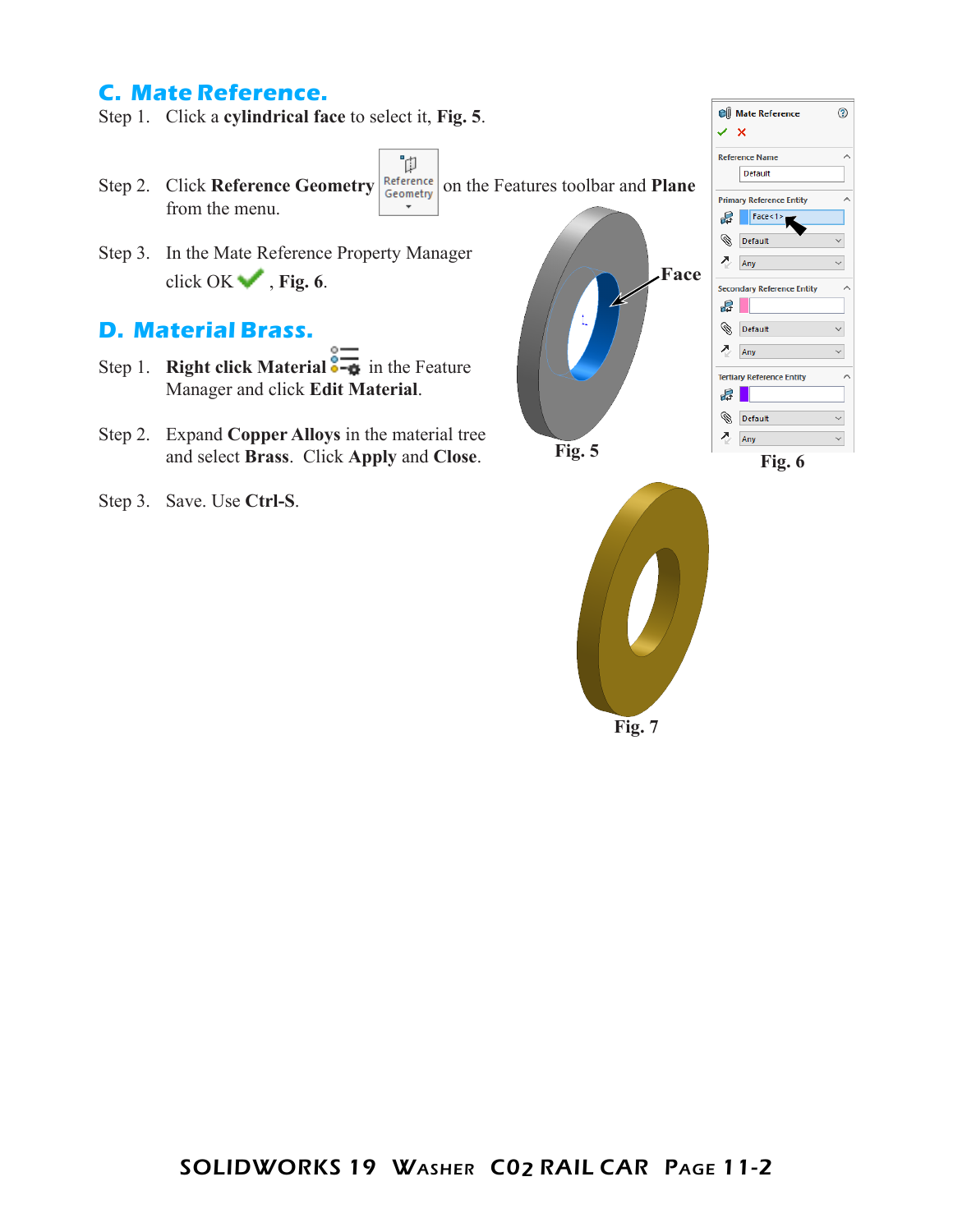## C. Mate Reference.

Step 1. Click a **cylindrical face** to select it, **Fig. 5**.

Step 2. Click **Reference Geometry** on the Features toolbar and **Plane** from the menu.

Step 3. In the Mate Reference Property Manager click OK, **Fig. 6**.

## D. Material Brass.

Step 1. **Right click Material** in the Feature Manager and click **Edit Material**.

Step 2. Expand **Copper Alloys** in the material tree and select **Brass**. Click **Apply** and **Close**.

Step 3. Save. Use **Ctrl-S**.

Face

**Fig. 5**

Mate Reference

Reference Name

Default

Primary Reference Entity

Face<1>

Default

Any

Secondary Reference Entity

Default

Any

Tertiary Reference Entity

Default

Any

**Fig. 6**

**Fig. 7**